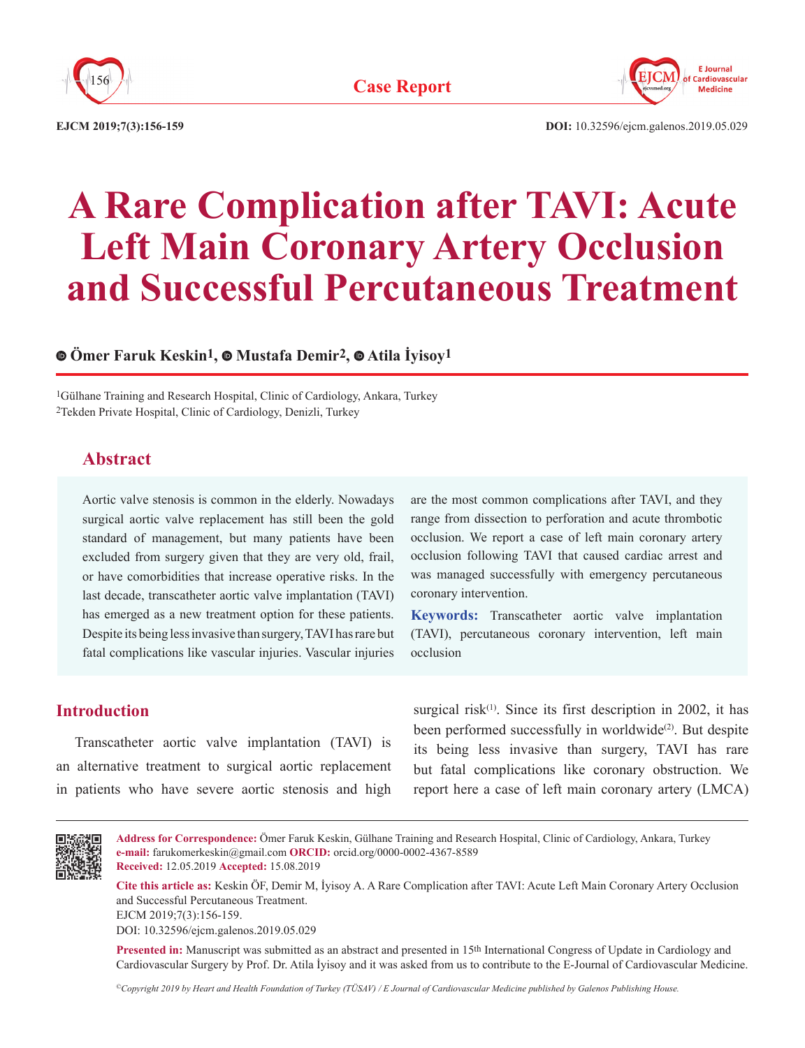Case Report

# A Rare Complication after TAVI: Acute Left Main Coronary Artery Occlusion and Successful Percutaneous Treatment

**Ömer Faruk Keskin[1], Mustafa Demir[2], Atila İyisoy[1]**

[1]Gülhane Training and Research Hospital, Clinic of Cardiology, Ankara, Turkey
[2]Tekden Private Hospital, Clinic of Cardiology, Denizli, Turkey

## Abstract

Aortic valve stenosis is common in the elderly. Nowadays surgical aortic valve replacement has still been the gold standard of management, but many patients have been excluded from surgery given that they are very old, frail, or have comorbidities that increase operative risks. In the last decade, transcatheter aortic valve implantation (TAVI) has emerged as a new treatment option for these patients. Despite its being less invasive than surgery, TAVI has rare but fatal complications like vascular injuries. Vascular injuries are the most common complications after TAVI, and they range from dissection to perforation and acute thrombotic occlusion. We report a case of left main coronary artery occlusion following TAVI that caused cardiac arrest and was managed successfully with emergency percutaneous coronary intervention.

**Keywords:** Transcatheter aortic valve implantation (TAVI), percutaneous coronary intervention, left main occlusion

## Introduction

Transcatheter aortic valve implantation (TAVI) is an alternative treatment to surgical aortic replacement in patients who have severe aortic stenosis and high surgical risk[1]. Since its first description in 2002, it has been performed successfully in worldwide[2]. But despite its being less invasive than surgery, TAVI has rare but fatal complications like coronary obstruction. We report here a case of left main coronary artery (LMCA)

---

**Address for Correspondence:** Ömer Faruk Keskin, Gülhane Training and Research Hospital, Clinic of Cardiology, Ankara, Turkey
**e-mail:** farukomerkeskin@gmail.com **ORCID:** orcid.org/0000-0002-4367-8589
**Received:** 12.05.2019 **Accepted:** 15.08.2019

**Cite this article as:** Keskin ÖF, Demir M, İyisoy A. A Rare Complication after TAVI: Acute Left Main Coronary Artery Occlusion and Successful Percutaneous Treatment.
EJCM 2019;7(3):156-159.
DOI: 10.32596/ejcm.galenos.2019.05.029

**Presented in:** Manuscript was submitted as an abstract and presented in 15th International Congress of Update in Cardiology and Cardiovascular Surgery by Prof. Dr. Atila İyisoy and it was asked from us to contribute to the E-Journal of Cardiovascular Medicine.

*©Copyright 2019 by Heart and Health Foundation of Turkey (TÜSAV) / E Journal of Cardiovascular Medicine published by Galenos Publishing House.*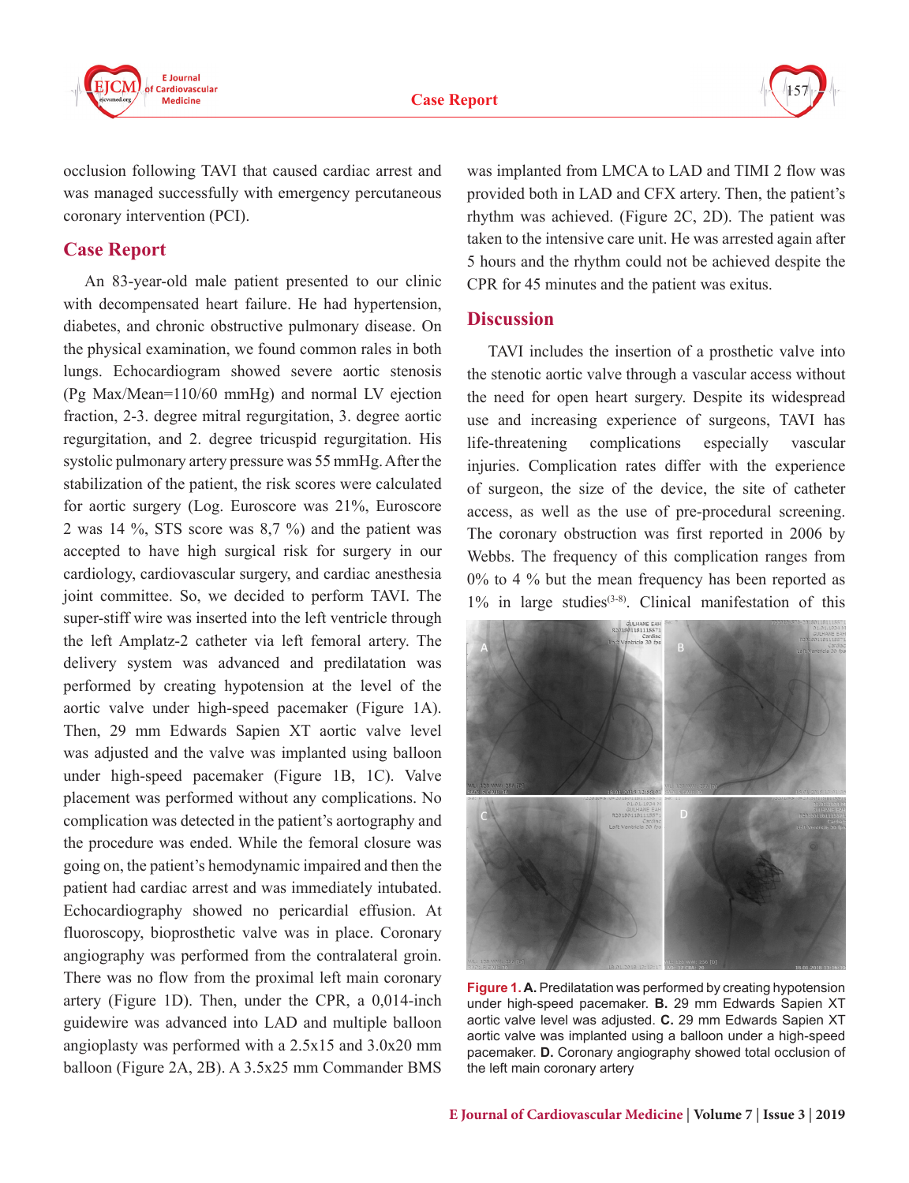occlusion following TAVI that caused cardiac arrest and was managed successfully with emergency percutaneous coronary intervention (PCI).

## Case Report

An 83-year-old male patient presented to our clinic with decompensated heart failure. He had hypertension, diabetes, and chronic obstructive pulmonary disease. On the physical examination, we found common rales in both lungs. Echocardiogram showed severe aortic stenosis (Pg Max/Mean=110/60 mmHg) and normal LV ejection fraction, 2-3. degree mitral regurgitation, 3. degree aortic regurgitation, and 2. degree tricuspid regurgitation. His systolic pulmonary artery pressure was 55 mmHg. After the stabilization of the patient, the risk scores were calculated for aortic surgery (Log. Euroscore was 21%, Euroscore 2 was 14 %, STS score was 8,7 %) and the patient was accepted to have high surgical risk for surgery in our cardiology, cardiovascular surgery, and cardiac anesthesia joint committee. So, we decided to perform TAVI. The super-stiff wire was inserted into the left ventricle through the left Amplatz-2 catheter via left femoral artery. The delivery system was advanced and predilatation was performed by creating hypotension at the level of the aortic valve under high-speed pacemaker (Figure 1A). Then, 29 mm Edwards Sapien XT aortic valve level was adjusted and the valve was implanted using balloon under high-speed pacemaker (Figure 1B, 1C). Valve placement was performed without any complications. No complication was detected in the patient's aortography and the procedure was ended. While the femoral closure was going on, the patient's hemodynamic impaired and then the patient had cardiac arrest and was immediately intubated. Echocardiography showed no pericardial effusion. At fluoroscopy, bioprosthetic valve was in place. Coronary angiography was performed from the contralateral groin. There was no flow from the proximal left main coronary artery (Figure 1D). Then, under the CPR, a 0,014-inch guidewire was advanced into LAD and multiple balloon angioplasty was performed with a 2.5x15 and 3.0x20 mm balloon (Figure 2A, 2B). A 3.5x25 mm Commander BMS was implanted from LMCA to LAD and TIMI 2 flow was provided both in LAD and CFX artery. Then, the patient's rhythm was achieved. (Figure 2C, 2D). The patient was taken to the intensive care unit. He was arrested again after 5 hours and the rhythm could not be achieved despite the CPR for 45 minutes and the patient was exitus.

## Discussion

TAVI includes the insertion of a prosthetic valve into the stenotic aortic valve through a vascular access without the need for open heart surgery. Despite its widespread use and increasing experience of surgeons, TAVI has life-threatening complications especially vascular injuries. Complication rates differ with the experience of surgeon, the size of the device, the site of catheter access, as well as the use of pre-procedural screening. The coronary obstruction was first reported in 2006 by Webbs. The frequency of this complication ranges from 0% to 4 % but the mean frequency has been reported as 1% in large studies[3-8]. Clinical manifestation of this

**Figure 1. A.** Predilatation was performed by creating hypotension under high-speed pacemaker. **B.** 29 mm Edwards Sapien XT aortic valve level was adjusted. **C.** 29 mm Edwards Sapien XT aortic valve was implanted using a balloon under a high-speed pacemaker. **D.** Coronary angiography showed total occlusion of the left main coronary artery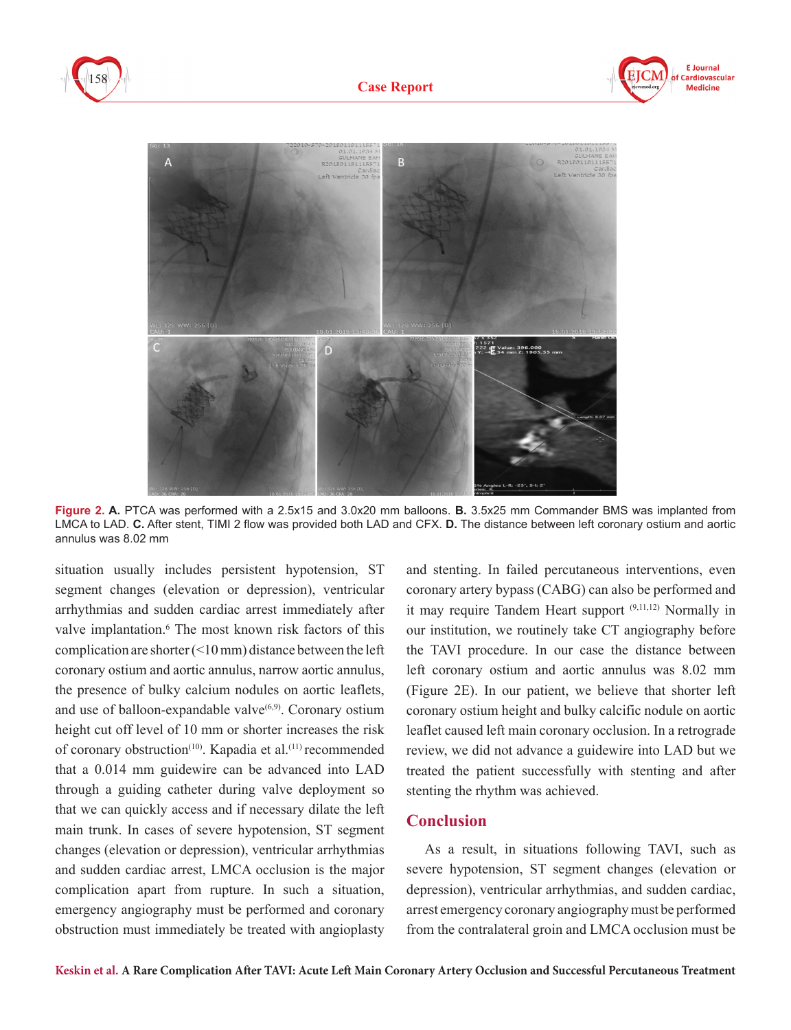Figure 2. **A.** PTCA was performed with a 2.5x15 and 3.0x20 mm balloons. **B.** 3.5x25 mm Commander BMS was implanted from LMCA to LAD. **C.** After stent, TIMI 2 flow was provided both LAD and CFX. **D.** The distance between left coronary ostium and aortic annulus was 8.02 mm

situation usually includes persistent hypotension, ST segment changes (elevation or depression), ventricular arrhythmias and sudden cardiac arrest immediately after valve implantation.[6] The most known risk factors of this complication are shorter (<10 mm) distance between the left coronary ostium and aortic annulus, narrow aortic annulus, the presence of bulky calcium nodules on aortic leaflets, and use of balloon-expandable valve[6,9]. Coronary ostium height cut off level of 10 mm or shorter increases the risk of coronary obstruction[10]. Kapadia et al.[11] recommended that a 0.014 mm guidewire can be advanced into LAD through a guiding catheter during valve deployment so that we can quickly access and if necessary dilate the left main trunk. In cases of severe hypotension, ST segment changes (elevation or depression), ventricular arrhythmias and sudden cardiac arrest, LMCA occlusion is the major complication apart from rupture. In such a situation, emergency angiography must be performed and coronary obstruction must immediately be treated with angioplasty and stenting. In failed percutaneous interventions, even coronary artery bypass (CABG) can also be performed and it may require Tandem Heart support [9,11,12] Normally in our institution, we routinely take CT angiography before the TAVI procedure. In our case the distance between left coronary ostium and aortic annulus was 8.02 mm (Figure 2E). In our patient, we believe that shorter left coronary ostium height and bulky calcific nodule on aortic leaflet caused left main coronary occlusion. In a retrograde review, we did not advance a guidewire into LAD but we treated the patient successfully with stenting and after stenting the rhythm was achieved.

## Conclusion

As a result, in situations following TAVI, such as severe hypotension, ST segment changes (elevation or depression), ventricular arrhythmias, and sudden cardiac, arrest emergency coronary angiography must be performed from the contralateral groin and LMCA occlusion must be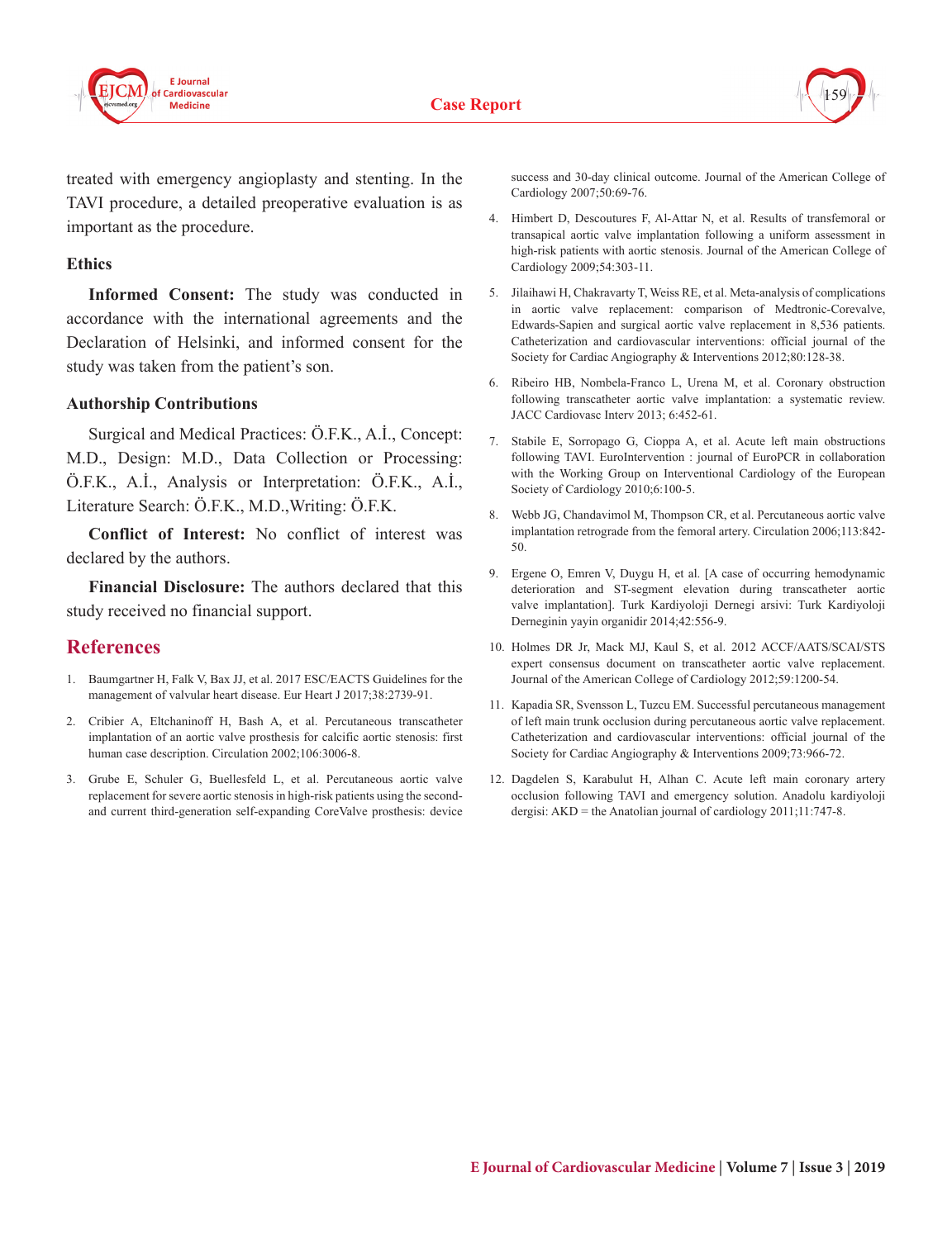treated with emergency angioplasty and stenting. In the TAVI procedure, a detailed preoperative evaluation is as important as the procedure.

### Ethics

**Informed Consent:** The study was conducted in accordance with the international agreements and the Declaration of Helsinki, and informed consent for the study was taken from the patient's son.

### Authorship Contributions

Surgical and Medical Practices: Ö.F.K., A.İ., Concept: M.D., Design: M.D., Data Collection or Processing: Ö.F.K., A.İ., Analysis or Interpretation: Ö.F.K., A.İ., Literature Search: Ö.F.K., M.D.,Writing: Ö.F.K.

**Conflict of Interest:** No conflict of interest was declared by the authors.

**Financial Disclosure:** The authors declared that this study received no financial support.

## References

1. Baumgartner H, Falk V, Bax JJ, et al. 2017 ESC/EACTS Guidelines for the management of valvular heart disease. Eur Heart J 2017;38:2739-91.
2. Cribier A, Eltchaninoff H, Bash A, et al. Percutaneous transcatheter implantation of an aortic valve prosthesis for calcific aortic stenosis: first human case description. Circulation 2002;106:3006-8.
3. Grube E, Schuler G, Buellesfeld L, et al. Percutaneous aortic valve replacement for severe aortic stenosis in high-risk patients using the second- and current third-generation self-expanding CoreValve prosthesis: device success and 30-day clinical outcome. Journal of the American College of Cardiology 2007;50:69-76.
4. Himbert D, Descoutures F, Al-Attar N, et al. Results of transfemoral or transapical aortic valve implantation following a uniform assessment in high-risk patients with aortic stenosis. Journal of the American College of Cardiology 2009;54:303-11.
5. Jilaihawi H, Chakravarty T, Weiss RE, et al. Meta-analysis of complications in aortic valve replacement: comparison of Medtronic-Corevalve, Edwards-Sapien and surgical aortic valve replacement in 8,536 patients. Catheterization and cardiovascular interventions: official journal of the Society for Cardiac Angiography & Interventions 2012;80:128-38.
6. Ribeiro HB, Nombela-Franco L, Urena M, et al. Coronary obstruction following transcatheter aortic valve implantation: a systematic review. JACC Cardiovasc Interv 2013; 6:452-61.
7. Stabile E, Sorropago G, Cioppa A, et al. Acute left main obstructions following TAVI. EuroIntervention : journal of EuroPCR in collaboration with the Working Group on Interventional Cardiology of the European Society of Cardiology 2010;6:100-5.
8. Webb JG, Chandavimol M, Thompson CR, et al. Percutaneous aortic valve implantation retrograde from the femoral artery. Circulation 2006;113:842-50.
9. Ergene O, Emren V, Duygu H, et al. [A case of occurring hemodynamic deterioration and ST-segment elevation during transcatheter aortic valve implantation]. Turk Kardiyoloji Dernegi arsivi: Turk Kardiyoloji Derneginin yayin organidir 2014;42:556-9.
10. Holmes DR Jr, Mack MJ, Kaul S, et al. 2012 ACCF/AATS/SCAI/STS expert consensus document on transcatheter aortic valve replacement. Journal of the American College of Cardiology 2012;59:1200-54.
11. Kapadia SR, Svensson L, Tuzcu EM. Successful percutaneous management of left main trunk occlusion during percutaneous aortic valve replacement. Catheterization and cardiovascular interventions: official journal of the Society for Cardiac Angiography & Interventions 2009;73:966-72.
12. Dagdelen S, Karabulut H, Alhan C. Acute left main coronary artery occlusion following TAVI and emergency solution. Anadolu kardiyoloji dergisi: AKD = the Anatolian journal of cardiology 2011;11:747-8.